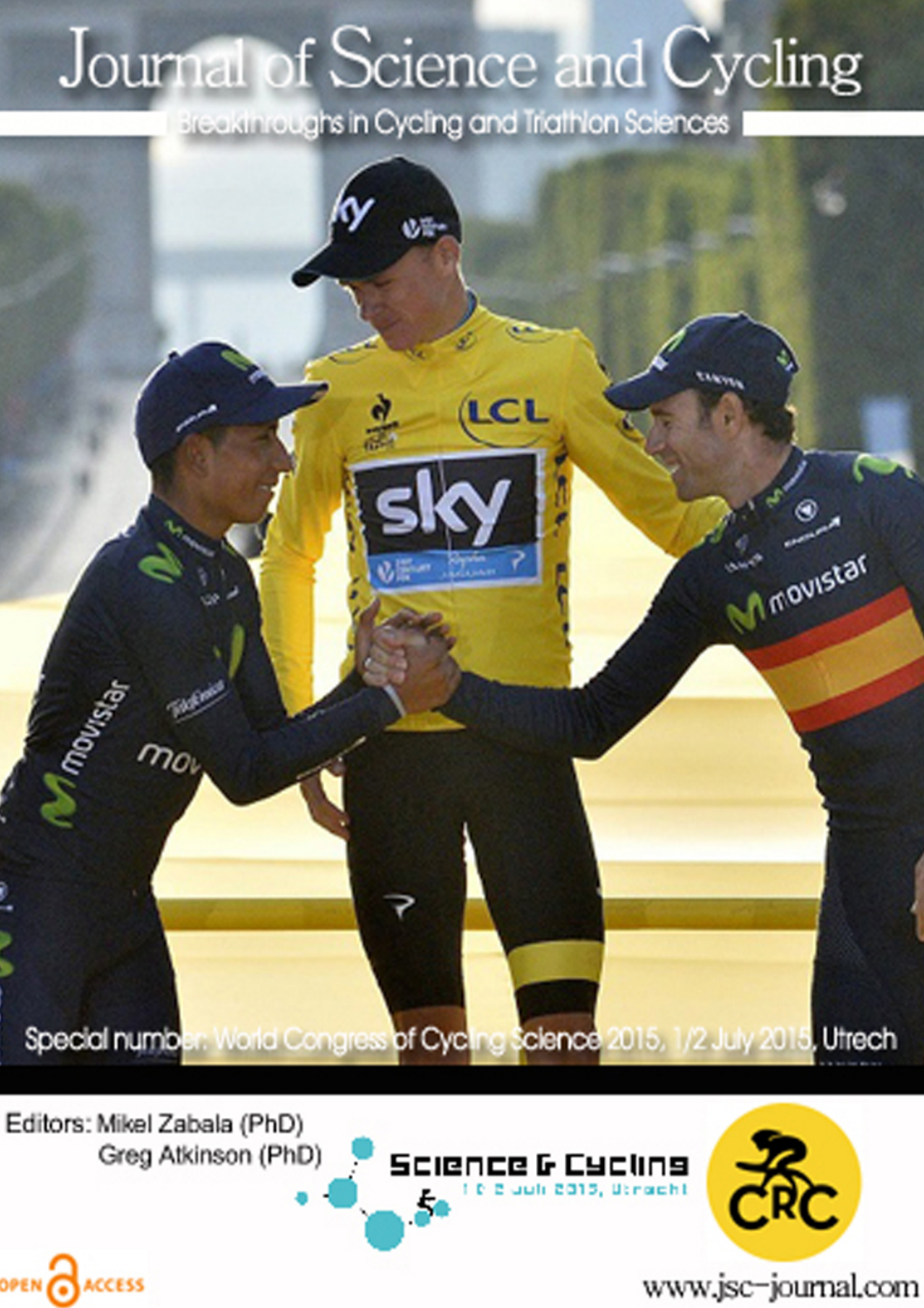# Journal of Science and Cycling

Breakthroughs in Cycling and Triathlon Sciences

Special number: World Congress of Cycling Science 2015, 1/2 July 2015, Utrech

Editors: Mikel Zabala (PhD)
Greg Atkinson (PhD)

Science & Cycling
1 & 2 juli 2015, Utrecht

CRC

OPEN ACCESS

www.jsc-journal.com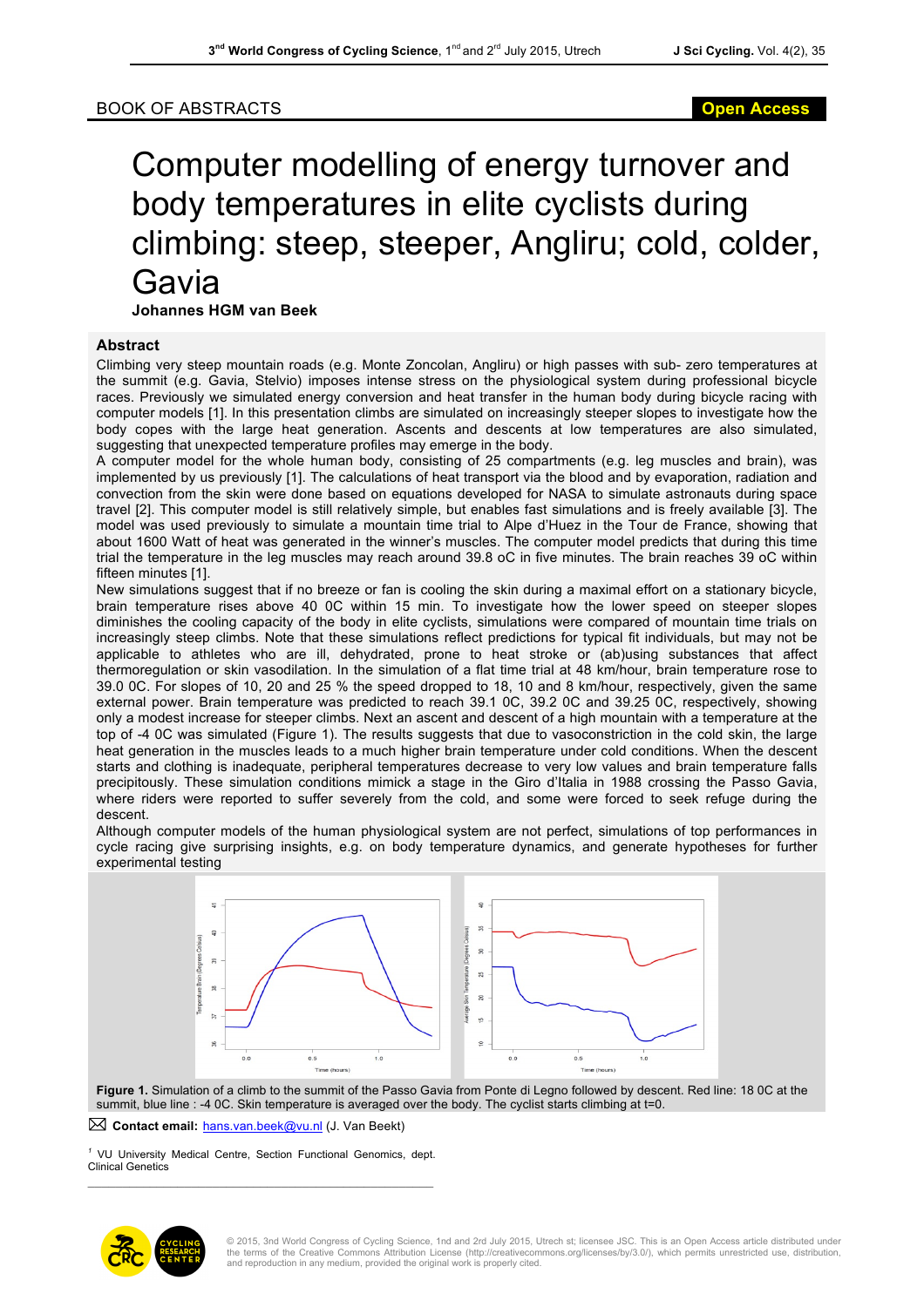BOOK OF ABSTRACTS

Open Access

# Computer modelling of energy turnover and body temperatures in elite cyclists during climbing: steep, steeper, Angliru; cold, colder, Gavia

**Johannes HGM van Beek**

## Abstract

Climbing very steep mountain roads (e.g. Monte Zoncolan, Angliru) or high passes with sub- zero temperatures at the summit (e.g. Gavia, Stelvio) imposes intense stress on the physiological system during professional bicycle races. Previously we simulated energy conversion and heat transfer in the human body during bicycle racing with computer models [1]. In this presentation climbs are simulated on increasingly steeper slopes to investigate how the body copes with the large heat generation. Ascents and descents at low temperatures are also simulated, suggesting that unexpected temperature profiles may emerge in the body.

A computer model for the whole human body, consisting of 25 compartments (e.g. leg muscles and brain), was implemented by us previously [1]. The calculations of heat transport via the blood and by evaporation, radiation and convection from the skin were done based on equations developed for NASA to simulate astronauts during space travel [2]. This computer model is still relatively simple, but enables fast simulations and is freely available [3]. The model was used previously to simulate a mountain time trial to Alpe d'Huez in the Tour de France, showing that about 1600 Watt of heat was generated in the winner's muscles. The computer model predicts that during this time trial the temperature in the leg muscles may reach around 39.8 oC in five minutes. The brain reaches 39 oC within fifteen minutes [1].

New simulations suggest that if no breeze or fan is cooling the skin during a maximal effort on a stationary bicycle, brain temperature rises above 40 0C within 15 min. To investigate how the lower speed on steeper slopes diminishes the cooling capacity of the body in elite cyclists, simulations were compared of mountain time trials on increasingly steep climbs. Note that these simulations reflect predictions for typical fit individuals, but may not be applicable to athletes who are ill, dehydrated, prone to heat stroke or (ab)using substances that affect thermoregulation or skin vasodilation. In the simulation of a flat time trial at 48 km/hour, brain temperature rose to 39.0 0C. For slopes of 10, 20 and 25 % the speed dropped to 18, 10 and 8 km/hour, respectively, given the same external power. Brain temperature was predicted to reach 39.1 0C, 39.2 0C and 39.25 0C, respectively, showing only a modest increase for steeper climbs. Next an ascent and descent of a high mountain with a temperature at the top of -4 0C was simulated (Figure 1). The results suggests that due to vasoconstriction in the cold skin, the large heat generation in the muscles leads to a much higher brain temperature under cold conditions. When the descent starts and clothing is inadequate, peripheral temperatures decrease to very low values and brain temperature falls precipitously. These simulation conditions mimick a stage in the Giro d'Italia in 1988 crossing the Passo Gavia, where riders were reported to suffer severely from the cold, and some were forced to seek refuge during the descent.

Although computer models of the human physiological system are not perfect, simulations of top performances in cycle racing give surprising insights, e.g. on body temperature dynamics, and generate hypotheses for further experimental testing

Temperature Brain (Degrees Celsius)
41
40
39
38
37
36
0.0
0.5
1.0
Time (hours)

Average Skin Temperature (Degrees Celsius)
40
35
30
25
20
15
10
0.0
0.5
1.0
Time (hours)

**Figure 1.** Simulation of a climb to the summit of the Passo Gavia from Ponte di Legno followed by descent. Red line: 18 0C at the summit, blue line : -4 0C. Skin temperature is averaged over the body. The cyclist starts climbing at t=0.

✉ **Contact email:** hans.van.beek@vu.nl (J. Van Beekt)

[1] VU University Medical Centre, Section Functional Genomics, dept. Clinical Genetics

© 2015, 3nd World Congress of Cycling Science, 1nd and 2rd July 2015, Utrech st; licensee JSC. This is an Open Access article distributed under the terms of the Creative Commons Attribution License (http://creativecommons.org/licenses/by/3.0/), which permits unrestricted use, distribution, and reproduction in any medium, provided the original work is properly cited.